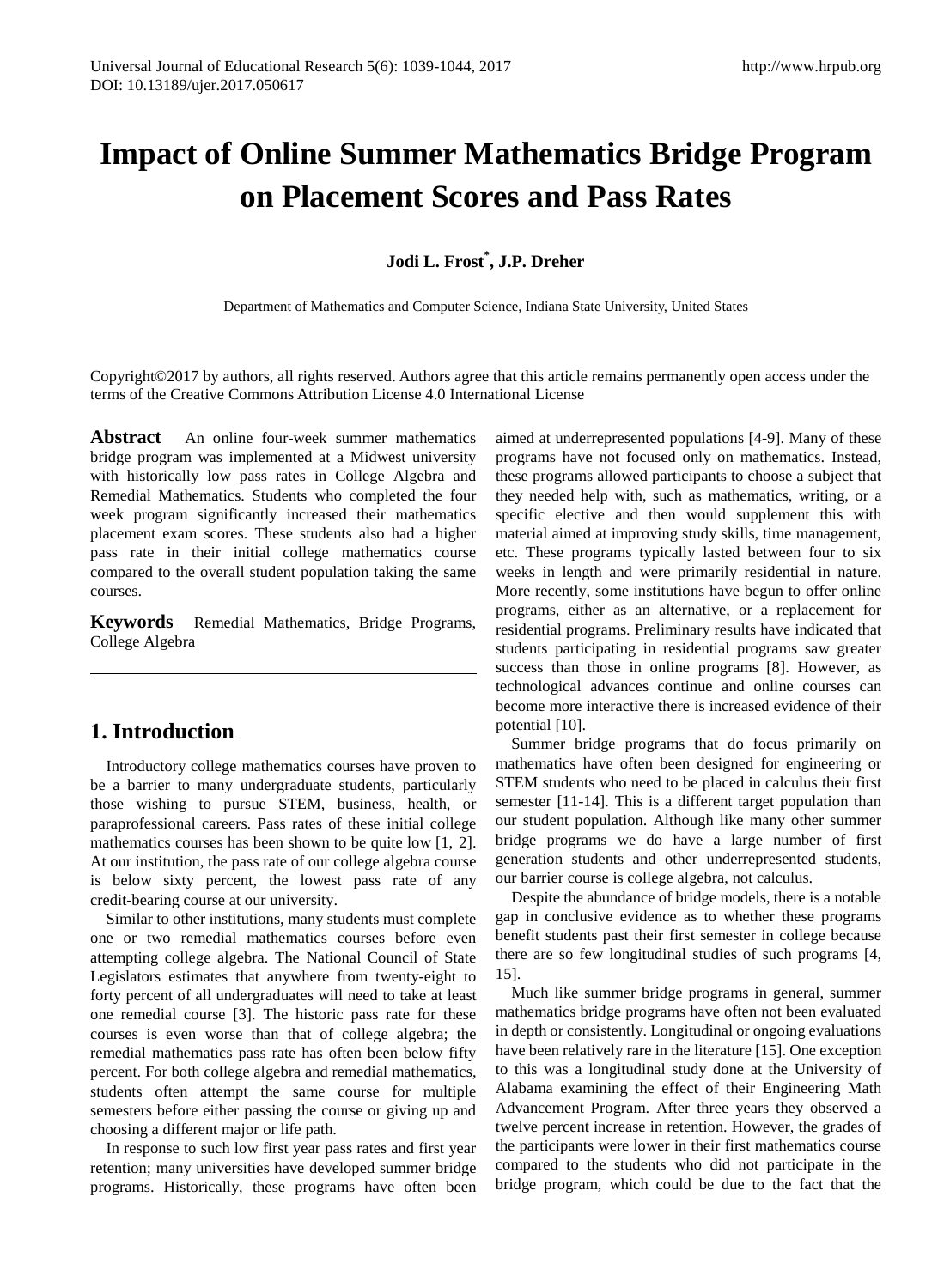# Impact of Online Summer Mathematics Bridge Program on Placement Scores and Pass Rates

**Jodi L. Frost*, J.P. Dreher**

Department of Mathematics and Computer Science, Indiana State University, United States

Copyright©2017 by authors, all rights reserved. Authors agree that this article remains permanently open access under the terms of the Creative Commons Attribution License 4.0 International License

**Abstract** An online four-week summer mathematics bridge program was implemented at a Midwest university with historically low pass rates in College Algebra and Remedial Mathematics. Students who completed the four week program significantly increased their mathematics placement exam scores. These students also had a higher pass rate in their initial college mathematics course compared to the overall student population taking the same courses.

**Keywords** Remedial Mathematics, Bridge Programs, College Algebra

## 1. Introduction

Introductory college mathematics courses have proven to be a barrier to many undergraduate students, particularly those wishing to pursue STEM, business, health, or paraprofessional careers. Pass rates of these initial college mathematics courses has been shown to be quite low [1, 2]. At our institution, the pass rate of our college algebra course is below sixty percent, the lowest pass rate of any credit-bearing course at our university.

Similar to other institutions, many students must complete one or two remedial mathematics courses before even attempting college algebra. The National Council of State Legislators estimates that anywhere from twenty-eight to forty percent of all undergraduates will need to take at least one remedial course [3]. The historic pass rate for these courses is even worse than that of college algebra; the remedial mathematics pass rate has often been below fifty percent. For both college algebra and remedial mathematics, students often attempt the same course for multiple semesters before either passing the course or giving up and choosing a different major or life path.

In response to such low first year pass rates and first year retention; many universities have developed summer bridge programs. Historically, these programs have often been aimed at underrepresented populations [4-9]. Many of these programs have not focused only on mathematics. Instead, these programs allowed participants to choose a subject that they needed help with, such as mathematics, writing, or a specific elective and then would supplement this with material aimed at improving study skills, time management, etc. These programs typically lasted between four to six weeks in length and were primarily residential in nature. More recently, some institutions have begun to offer online programs, either as an alternative, or a replacement for residential programs. Preliminary results have indicated that students participating in residential programs saw greater success than those in online programs [8]. However, as technological advances continue and online courses can become more interactive there is increased evidence of their potential [10].

Summer bridge programs that do focus primarily on mathematics have often been designed for engineering or STEM students who need to be placed in calculus their first semester [11-14]. This is a different target population than our student population. Although like many other summer bridge programs we do have a large number of first generation students and other underrepresented students, our barrier course is college algebra, not calculus.

Despite the abundance of bridge models, there is a notable gap in conclusive evidence as to whether these programs benefit students past their first semester in college because there are so few longitudinal studies of such programs [4, 15].

Much like summer bridge programs in general, summer mathematics bridge programs have often not been evaluated in depth or consistently. Longitudinal or ongoing evaluations have been relatively rare in the literature [15]. One exception to this was a longitudinal study done at the University of Alabama examining the effect of their Engineering Math Advancement Program. After three years they observed a twelve percent increase in retention. However, the grades of the participants were lower in their first mathematics course compared to the students who did not participate in the bridge program, which could be due to the fact that the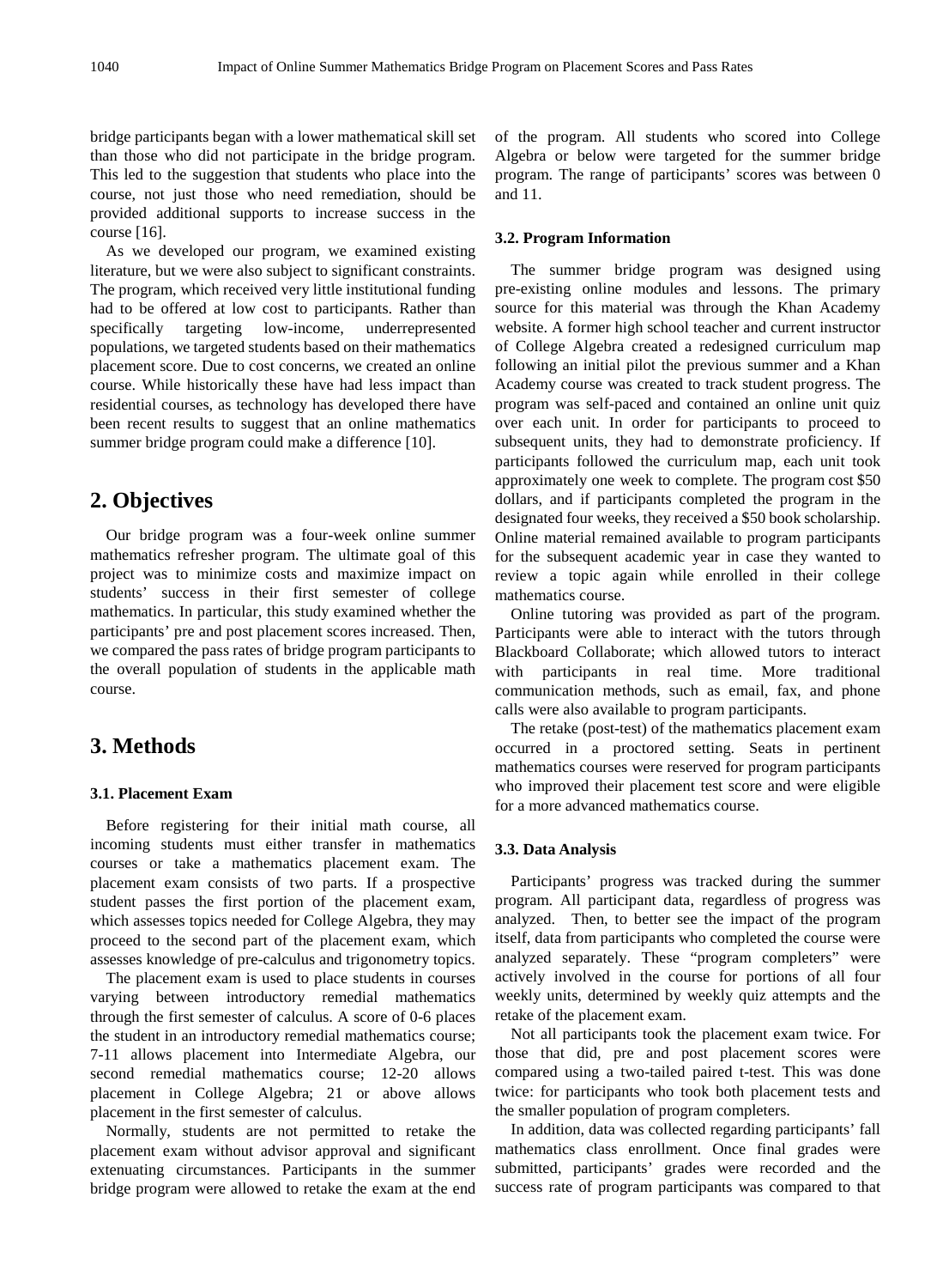bridge participants began with a lower mathematical skill set than those who did not participate in the bridge program. This led to the suggestion that students who place into the course, not just those who need remediation, should be provided additional supports to increase success in the course [16].

As we developed our program, we examined existing literature, but we were also subject to significant constraints. The program, which received very little institutional funding had to be offered at low cost to participants. Rather than specifically targeting low-income, underrepresented populations, we targeted students based on their mathematics placement score. Due to cost concerns, we created an online course. While historically these have had less impact than residential courses, as technology has developed there have been recent results to suggest that an online mathematics summer bridge program could make a difference [10].

## 2. Objectives

Our bridge program was a four-week online summer mathematics refresher program. The ultimate goal of this project was to minimize costs and maximize impact on students' success in their first semester of college mathematics. In particular, this study examined whether the participants' pre and post placement scores increased. Then, we compared the pass rates of bridge program participants to the overall population of students in the applicable math course.

## 3. Methods

### 3.1. Placement Exam

Before registering for their initial math course, all incoming students must either transfer in mathematics courses or take a mathematics placement exam. The placement exam consists of two parts. If a prospective student passes the first portion of the placement exam, which assesses topics needed for College Algebra, they may proceed to the second part of the placement exam, which assesses knowledge of pre-calculus and trigonometry topics.

The placement exam is used to place students in courses varying between introductory remedial mathematics through the first semester of calculus. A score of 0-6 places the student in an introductory remedial mathematics course; 7-11 allows placement into Intermediate Algebra, our second remedial mathematics course; 12-20 allows placement in College Algebra; 21 or above allows placement in the first semester of calculus.

Normally, students are not permitted to retake the placement exam without advisor approval and significant extenuating circumstances. Participants in the summer bridge program were allowed to retake the exam at the end of the program. All students who scored into College Algebra or below were targeted for the summer bridge program. The range of participants' scores was between 0 and 11.

### 3.2. Program Information

The summer bridge program was designed using pre-existing online modules and lessons. The primary source for this material was through the Khan Academy website. A former high school teacher and current instructor of College Algebra created a redesigned curriculum map following an initial pilot the previous summer and a Khan Academy course was created to track student progress. The program was self-paced and contained an online unit quiz over each unit. In order for participants to proceed to subsequent units, they had to demonstrate proficiency. If participants followed the curriculum map, each unit took approximately one week to complete. The program cost $50 dollars, and if participants completed the program in the designated four weeks, they received a $50 book scholarship. Online material remained available to program participants for the subsequent academic year in case they wanted to review a topic again while enrolled in their college mathematics course.

Online tutoring was provided as part of the program. Participants were able to interact with the tutors through Blackboard Collaborate; which allowed tutors to interact with participants in real time. More traditional communication methods, such as email, fax, and phone calls were also available to program participants.

The retake (post-test) of the mathematics placement exam occurred in a proctored setting. Seats in pertinent mathematics courses were reserved for program participants who improved their placement test score and were eligible for a more advanced mathematics course.

### 3.3. Data Analysis

Participants' progress was tracked during the summer program. All participant data, regardless of progress was analyzed. Then, to better see the impact of the program itself, data from participants who completed the course were analyzed separately. These "program completers" were actively involved in the course for portions of all four weekly units, determined by weekly quiz attempts and the retake of the placement exam.

Not all participants took the placement exam twice. For those that did, pre and post placement scores were compared using a two-tailed paired t-test. This was done twice: for participants who took both placement tests and the smaller population of program completers.

In addition, data was collected regarding participants' fall mathematics class enrollment. Once final grades were submitted, participants' grades were recorded and the success rate of program participants was compared to that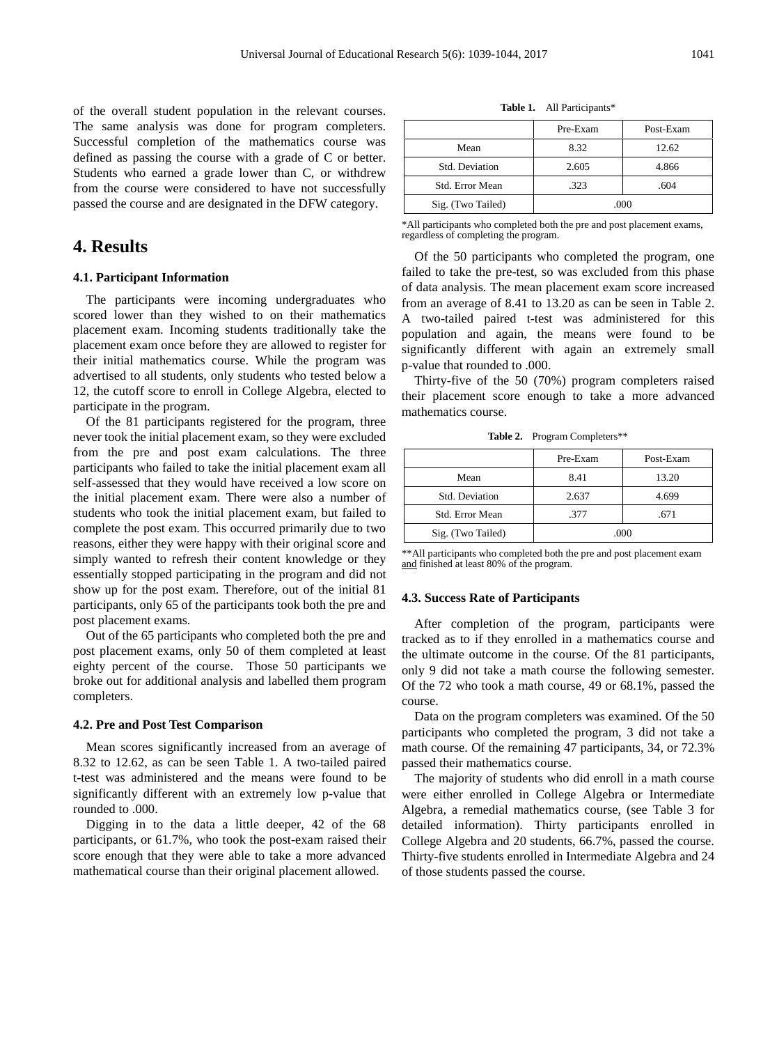of the overall student population in the relevant courses. The same analysis was done for program completers. Successful completion of the mathematics course was defined as passing the course with a grade of C or better. Students who earned a grade lower than C, or withdrew from the course were considered to have not successfully passed the course and are designated in the DFW category.

## 4. Results

### 4.1. Participant Information

The participants were incoming undergraduates who scored lower than they wished to on their mathematics placement exam. Incoming students traditionally take the placement exam once before they are allowed to register for their initial mathematics course. While the program was advertised to all students, only students who tested below a 12, the cutoff score to enroll in College Algebra, elected to participate in the program.

Of the 81 participants registered for the program, three never took the initial placement exam, so they were excluded from the pre and post exam calculations. The three participants who failed to take the initial placement exam all self-assessed that they would have received a low score on the initial placement exam. There were also a number of students who took the initial placement exam, but failed to complete the post exam. This occurred primarily due to two reasons, either they were happy with their original score and simply wanted to refresh their content knowledge or they essentially stopped participating in the program and did not show up for the post exam. Therefore, out of the initial 81 participants, only 65 of the participants took both the pre and post placement exams.

Out of the 65 participants who completed both the pre and post placement exams, only 50 of them completed at least eighty percent of the course. Those 50 participants we broke out for additional analysis and labelled them program completers.

### 4.2. Pre and Post Test Comparison

Mean scores significantly increased from an average of 8.32 to 12.62, as can be seen Table 1. A two-tailed paired t-test was administered and the means were found to be significantly different with an extremely low p-value that rounded to .000.

Digging in to the data a little deeper, 42 of the 68 participants, or 61.7%, who took the post-exam raised their score enough that they were able to take a more advanced mathematical course than their original placement allowed.

**Table 1.** All Participants*

| | Pre-Exam | Post-Exam |
|---|---|---|
| Mean | 8.32 | 12.62 |
| Std. Deviation | 2.605 | 4.866 |
| Std. Error Mean | .323 | .604 |
| Sig. (Two Tailed) | .000 | |

*All participants who completed both the pre and post placement exams, regardless of completing the program.

Of the 50 participants who completed the program, one failed to take the pre-test, so was excluded from this phase of data analysis. The mean placement exam score increased from an average of 8.41 to 13.20 as can be seen in Table 2. A two-tailed paired t-test was administered for this population and again, the means were found to be significantly different with again an extremely small p-value that rounded to .000.

Thirty-five of the 50 (70%) program completers raised their placement score enough to take a more advanced mathematics course.

**Table 2.** Program Completers**

| | Pre-Exam | Post-Exam |
|---|---|---|
| Mean | 8.41 | 13.20 |
| Std. Deviation | 2.637 | 4.699 |
| Std. Error Mean | .377 | .671 |
| Sig. (Two Tailed) | .000 | |

**All participants who completed both the pre and post placement exam and finished at least 80% of the program.

### 4.3. Success Rate of Participants

After completion of the program, participants were tracked as to if they enrolled in a mathematics course and the ultimate outcome in the course. Of the 81 participants, only 9 did not take a math course the following semester. Of the 72 who took a math course, 49 or 68.1%, passed the course.

Data on the program completers was examined. Of the 50 participants who completed the program, 3 did not take a math course. Of the remaining 47 participants, 34, or 72.3% passed their mathematics course.

The majority of students who did enroll in a math course were either enrolled in College Algebra or Intermediate Algebra, a remedial mathematics course, (see Table 3 for detailed information). Thirty participants enrolled in College Algebra and 20 students, 66.7%, passed the course. Thirty-five students enrolled in Intermediate Algebra and 24 of those students passed the course.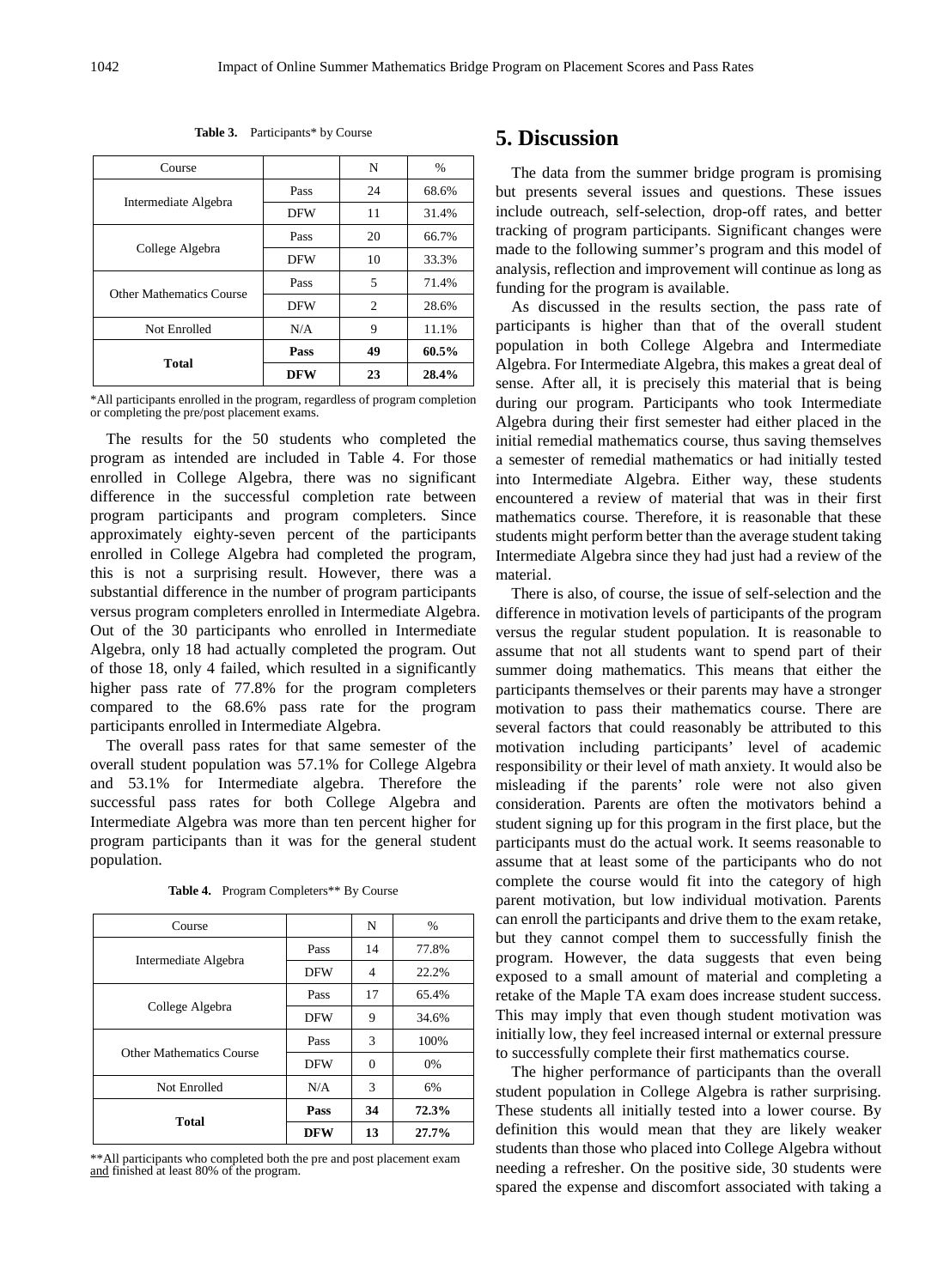**Table 3.** Participants* by Course

| Course | | N | % |
|---|---|---|---|
| Intermediate Algebra | Pass | 24 | 68.6% |
| | DFW | 11 | 31.4% |
| College Algebra | Pass | 20 | 66.7% |
| | DFW | 10 | 33.3% |
| Other Mathematics Course | Pass | 5 | 71.4% |
| | DFW | 2 | 28.6% |
| Not Enrolled | N/A | 9 | 11.1% |
| **Total** | **Pass** | **49** | **60.5%** |
| | **DFW** | **23** | **28.4%** |

*All participants enrolled in the program, regardless of program completion or completing the pre/post placement exams.

The results for the 50 students who completed the program as intended are included in Table 4. For those enrolled in College Algebra, there was no significant difference in the successful completion rate between program participants and program completers. Since approximately eighty-seven percent of the participants enrolled in College Algebra had completed the program, this is not a surprising result. However, there was a substantial difference in the number of program participants versus program completers enrolled in Intermediate Algebra. Out of the 30 participants who enrolled in Intermediate Algebra, only 18 had actually completed the program. Out of those 18, only 4 failed, which resulted in a significantly higher pass rate of 77.8% for the program completers compared to the 68.6% pass rate for the program participants enrolled in Intermediate Algebra.

The overall pass rates for that same semester of the overall student population was 57.1% for College Algebra and 53.1% for Intermediate algebra. Therefore the successful pass rates for both College Algebra and Intermediate Algebra was more than ten percent higher for program participants than it was for the general student population.

**Table 4.** Program Completers** By Course

| Course | | N | % |
|---|---|---|---|
| Intermediate Algebra | Pass | 14 | 77.8% |
| | DFW | 4 | 22.2% |
| College Algebra | Pass | 17 | 65.4% |
| | DFW | 9 | 34.6% |
| Other Mathematics Course | Pass | 3 | 100% |
| | DFW | 0 | 0% |
| Not Enrolled | N/A | 3 | 6% |
| **Total** | **Pass** | **34** | **72.3%** |
| | **DFW** | **13** | **27.7%** |

**All participants who completed both the pre and post placement exam and finished at least 80% of the program.

## 5. Discussion

The data from the summer bridge program is promising but presents several issues and questions. These issues include outreach, self-selection, drop-off rates, and better tracking of program participants. Significant changes were made to the following summer's program and this model of analysis, reflection and improvement will continue as long as funding for the program is available.

As discussed in the results section, the pass rate of participants is higher than that of the overall student population in both College Algebra and Intermediate Algebra. For Intermediate Algebra, this makes a great deal of sense. After all, it is precisely this material that is being during our program. Participants who took Intermediate Algebra during their first semester had either placed in the initial remedial mathematics course, thus saving themselves a semester of remedial mathematics or had initially tested into Intermediate Algebra. Either way, these students encountered a review of material that was in their first mathematics course. Therefore, it is reasonable that these students might perform better than the average student taking Intermediate Algebra since they had just had a review of the material.

There is also, of course, the issue of self-selection and the difference in motivation levels of participants of the program versus the regular student population. It is reasonable to assume that not all students want to spend part of their summer doing mathematics. This means that either the participants themselves or their parents may have a stronger motivation to pass their mathematics course. There are several factors that could reasonably be attributed to this motivation including participants' level of academic responsibility or their level of math anxiety. It would also be misleading if the parents' role were not also given consideration. Parents are often the motivators behind a student signing up for this program in the first place, but the participants must do the actual work. It seems reasonable to assume that at least some of the participants who do not complete the course would fit into the category of high parent motivation, but low individual motivation. Parents can enroll the participants and drive them to the exam retake, but they cannot compel them to successfully finish the program. However, the data suggests that even being exposed to a small amount of material and completing a retake of the Maple TA exam does increase student success. This may imply that even though student motivation was initially low, they feel increased internal or external pressure to successfully complete their first mathematics course.

The higher performance of participants than the overall student population in College Algebra is rather surprising. These students all initially tested into a lower course. By definition this would mean that they are likely weaker students than those who placed into College Algebra without needing a refresher. On the positive side, 30 students were spared the expense and discomfort associated with taking a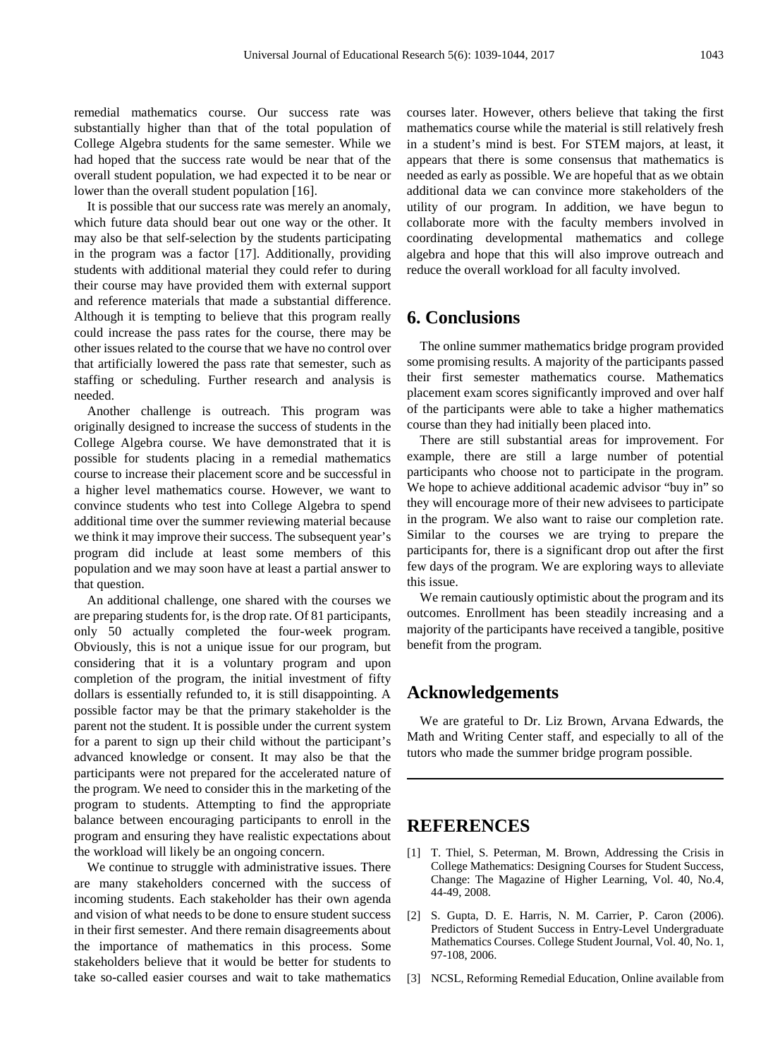remedial mathematics course. Our success rate was substantially higher than that of the total population of College Algebra students for the same semester. While we had hoped that the success rate would be near that of the overall student population, we had expected it to be near or lower than the overall student population [16].

It is possible that our success rate was merely an anomaly, which future data should bear out one way or the other. It may also be that self-selection by the students participating in the program was a factor [17]. Additionally, providing students with additional material they could refer to during their course may have provided them with external support and reference materials that made a substantial difference. Although it is tempting to believe that this program really could increase the pass rates for the course, there may be other issues related to the course that we have no control over that artificially lowered the pass rate that semester, such as staffing or scheduling. Further research and analysis is needed.

Another challenge is outreach. This program was originally designed to increase the success of students in the College Algebra course. We have demonstrated that it is possible for students placing in a remedial mathematics course to increase their placement score and be successful in a higher level mathematics course. However, we want to convince students who test into College Algebra to spend additional time over the summer reviewing material because we think it may improve their success. The subsequent year's program did include at least some members of this population and we may soon have at least a partial answer to that question.

An additional challenge, one shared with the courses we are preparing students for, is the drop rate. Of 81 participants, only 50 actually completed the four-week program. Obviously, this is not a unique issue for our program, but considering that it is a voluntary program and upon completion of the program, the initial investment of fifty dollars is essentially refunded to, it is still disappointing. A possible factor may be that the primary stakeholder is the parent not the student. It is possible under the current system for a parent to sign up their child without the participant's advanced knowledge or consent. It may also be that the participants were not prepared for the accelerated nature of the program. We need to consider this in the marketing of the program to students. Attempting to find the appropriate balance between encouraging participants to enroll in the program and ensuring they have realistic expectations about the workload will likely be an ongoing concern.

We continue to struggle with administrative issues. There are many stakeholders concerned with the success of incoming students. Each stakeholder has their own agenda and vision of what needs to be done to ensure student success in their first semester. And there remain disagreements about the importance of mathematics in this process. Some stakeholders believe that it would be better for students to take so-called easier courses and wait to take mathematics courses later. However, others believe that taking the first mathematics course while the material is still relatively fresh in a student's mind is best. For STEM majors, at least, it appears that there is some consensus that mathematics is needed as early as possible. We are hopeful that as we obtain additional data we can convince more stakeholders of the utility of our program. In addition, we have begun to collaborate more with the faculty members involved in coordinating developmental mathematics and college algebra and hope that this will also improve outreach and reduce the overall workload for all faculty involved.

## 6. Conclusions

The online summer mathematics bridge program provided some promising results. A majority of the participants passed their first semester mathematics course. Mathematics placement exam scores significantly improved and over half of the participants were able to take a higher mathematics course than they had initially been placed into.

There are still substantial areas for improvement. For example, there are still a large number of potential participants who choose not to participate in the program. We hope to achieve additional academic advisor "buy in" so they will encourage more of their new advisees to participate in the program. We also want to raise our completion rate. Similar to the courses we are trying to prepare the participants for, there is a significant drop out after the first few days of the program. We are exploring ways to alleviate this issue.

We remain cautiously optimistic about the program and its outcomes. Enrollment has been steadily increasing and a majority of the participants have received a tangible, positive benefit from the program.

## Acknowledgements

We are grateful to Dr. Liz Brown, Arvana Edwards, the Math and Writing Center staff, and especially to all of the tutors who made the summer bridge program possible.

## REFERENCES

[1] T. Thiel, S. Peterman, M. Brown, Addressing the Crisis in College Mathematics: Designing Courses for Student Success, Change: The Magazine of Higher Learning, Vol. 40, No.4, 44-49, 2008.

[2] S. Gupta, D. E. Harris, N. M. Carrier, P. Caron (2006). Predictors of Student Success in Entry-Level Undergraduate Mathematics Courses. College Student Journal, Vol. 40, No. 1, 97-108, 2006.

[3] NCSL, Reforming Remedial Education, Online available from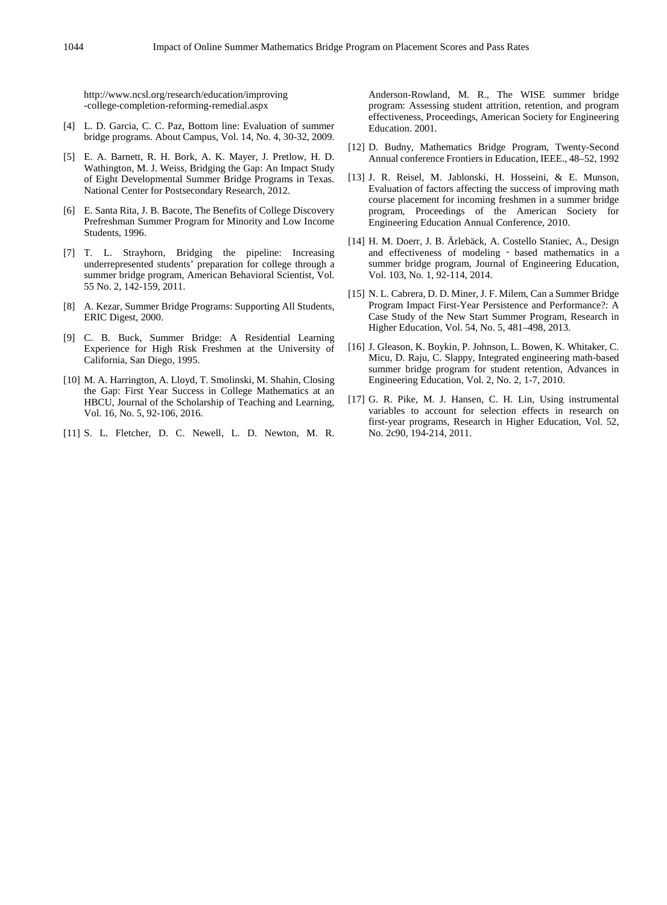http://www.ncsl.org/research/education/improving-college-completion-reforming-remedial.aspx

[4] L. D. Garcia, C. C. Paz, Bottom line: Evaluation of summer bridge programs. About Campus, Vol. 14, No. 4, 30-32, 2009.

[5] E. A. Barnett, R. H. Bork, A. K. Mayer, J. Pretlow, H. D. Wathington, M. J. Weiss, Bridging the Gap: An Impact Study of Eight Developmental Summer Bridge Programs in Texas. National Center for Postsecondary Research, 2012.

[6] E. Santa Rita, J. B. Bacote, The Benefits of College Discovery Prefreshman Summer Program for Minority and Low Income Students, 1996.

[7] T. L. Strayhorn, Bridging the pipeline: Increasing underrepresented students' preparation for college through a summer bridge program, American Behavioral Scientist, Vol. 55 No. 2, 142-159, 2011.

[8] A. Kezar, Summer Bridge Programs: Supporting All Students, ERIC Digest, 2000.

[9] C. B. Buck, Summer Bridge: A Residential Learning Experience for High Risk Freshmen at the University of California, San Diego, 1995.

[10] M. A. Harrington, A. Lloyd, T. Smolinski, M. Shahin, Closing the Gap: First Year Success in College Mathematics at an HBCU, Journal of the Scholarship of Teaching and Learning, Vol. 16, No. 5, 92-106, 2016.

[11] S. L. Fletcher, D. C. Newell, L. D. Newton, M. R. Anderson-Rowland, M. R., The WISE summer bridge program: Assessing student attrition, retention, and program effectiveness, Proceedings, American Society for Engineering Education. 2001.

[12] D. Budny, Mathematics Bridge Program, Twenty-Second Annual conference Frontiers in Education, IEEE., 48–52, 1992

[13] J. R. Reisel, M. Jablonski, H. Hosseini, & E. Munson, Evaluation of factors affecting the success of improving math course placement for incoming freshmen in a summer bridge program, Proceedings of the American Society for Engineering Education Annual Conference, 2010.

[14] H. M. Doerr, J. B. Ärlebäck, A. Costello Staniec, A., Design and effectiveness of modeling‐based mathematics in a summer bridge program, Journal of Engineering Education, Vol. 103, No. 1, 92-114, 2014.

[15] N. L. Cabrera, D. D. Miner, J. F. Milem, Can a Summer Bridge Program Impact First-Year Persistence and Performance?: A Case Study of the New Start Summer Program, Research in Higher Education, Vol. 54, No. 5, 481–498, 2013.

[16] J. Gleason, K. Boykin, P. Johnson, L. Bowen, K. Whitaker, C. Micu, D. Raju, C. Slappy, Integrated engineering math-based summer bridge program for student retention, Advances in Engineering Education, Vol. 2, No. 2, 1-7, 2010.

[17] G. R. Pike, M. J. Hansen, C. H. Lin, Using instrumental variables to account for selection effects in research on first-year programs, Research in Higher Education, Vol. 52, No. 2c90, 194-214, 2011.